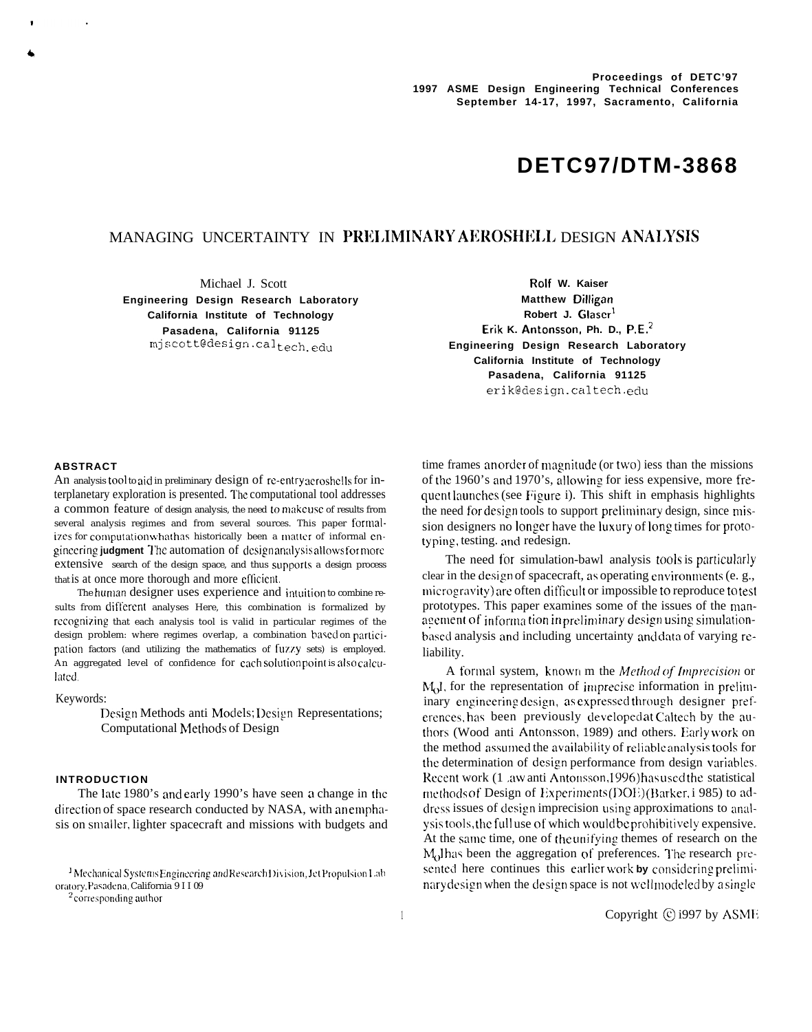Proceedings of DETC'97
1997 ASME Design Engineering Technical Conferences
September 14-17, 1997, Sacramento, California

# DETC97/DTM-3868

## MANAGING UNCERTAINTY IN PRELIMINARY AEROSHELL DESIGN ANALYSIS

Michael J. Scott
Engineering Design Research Laboratory
California Institute of Technology
Pasadena, California 91125
mjscott@design.caltech.edu

Rolf W. Kaiser
Matthew Dilligan
Robert J. Glaser[1]
Erik K. Antonsson, Ph. D., P.E.[2]
Engineering Design Research Laboratory
California Institute of Technology
Pasadena, California 91125
erik@design.caltech.edu

### ABSTRACT

An analysis tool to aid in preliminary design of re-entry aeroshells for interplanetary exploration is presented. The computational tool addresses a common feature of design analysis, the need to make use of results from several analysis regimes and from several sources. This paper formalizes for computation what has historically been a matter of informal engineering **judgment** The automation of design analysis allows for more extensive search of the design space, and thus supports a design process that is at once more thorough and more efficient.

The human designer uses experience and intuition to combine results from different analyses Here, this combination is formalized by recognizing that each analysis tool is valid in particular regimes of the design problem: where regimes overlap, a combination based on participation factors (and utilizing the mathematics of fuzzy sets) is employed. An aggregated level of confidence for each solution point is also calculated.

Keywords:

Design Methods anti Models; Design Representations; Computational Methods of Design

### INTRODUCTION

The late 1980's and early 1990's have seen a change in the direction of space research conducted by NASA, with an emphasis on smaller, lighter spacecraft and missions with budgets and time frames an order of magnitude (or two) iess than the missions of the 1960's and 1970's, allowing for iess expensive, more frequent launches (see Figure i). This shift in emphasis highlights the need for design tools to support preliminary design, since mission designers no longer have the luxury of long times for prototyping, testing. and redesign.

The need for simulation-bawl analysis tools is particularly clear in the design of spacecraft, as operating environments (e. g., microgravity) are often difficult or impossible to reproduce to test prototypes. This paper examines some of the issues of the management of information in preliminary design using simulation-based analysis and including uncertainty and data of varying reliability.

A formal system, known m the *Method of Imprecision* or $M_oI$, for the representation of imprecise information in preliminary engineering design, as expressed through designer preferences, has been previously developed at Caltech by the authors (Wood anti Antonsson, 1989) and others. Early work on the method assumed the availability of reliable analysis tools for the determination of design performance from design variables. Recent work (1 ,aw anti Antonsson, 1996) has used the statistical methods of Design of Experiments (DOE) (Barker, i 985) to address issues of design imprecision using approximations to analysis tools, the full use of which would be prohibitively expensive. At the same time, one of the unifying themes of research on the $M_oI$ has been the aggregation of preferences. The research presented here continues this earlier work **by** considering preliminary design when the design space is not well modeled by a single

[1] Mechanical Systems Engineering and Research Division, Jet Propulsion Laboratory, Pasadena, California 9 I I 09

[2] corresponding author

Copyright © i997 by ASME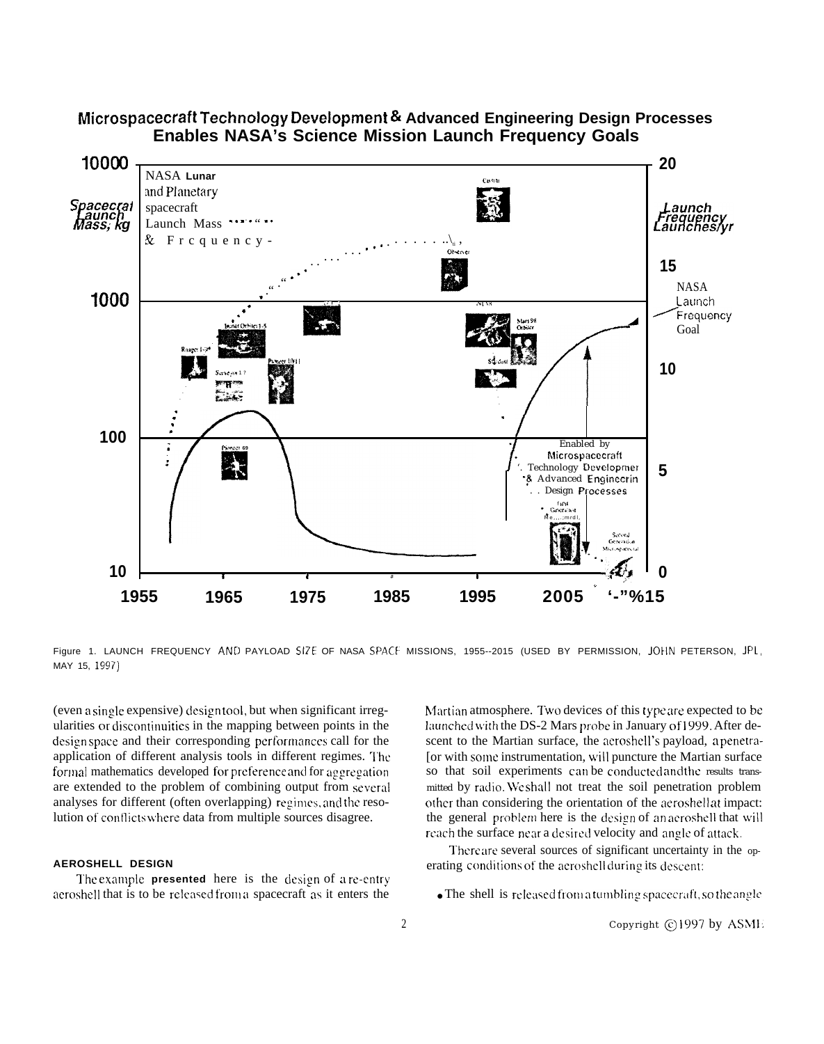Figure 1. LAUNCH FREQUENCY AND PAYLOAD SIZE OF NASA SPACE MISSIONS, 1955--2015 (USED BY PERMISSION, JOHN PETERSON, JPL, MAY 15, 1997)

(even a single expensive) design tool, but when significant irregularities or discontinuities in the mapping between points in the design space and their corresponding performances call for the application of different analysis tools in different regimes. The formal mathematics developed for preference and for aggregation are extended to the problem of combining output from several analyses for different (often overlapping) regimes, and the resolution of conflicts where data from multiple sources disagree.

## AEROSHELL DESIGN

The example **presented** here is the design of a re-entry aeroshell that is to be released from a spacecraft as it enters the Martian atmosphere. Two devices of this type are expected to be launched with the DS-2 Mars probe in January of 1999. After descent to the Martian surface, the aeroshell's payload, a penetrator with some instrumentation, will puncture the Martian surface so that soil experiments can be conducted and the results transmitted by radio. We shall not treat the soil penetration problem other than considering the orientation of the aeroshell at impact: the general problem here is the design of an aeroshell that will reach the surface near a desired velocity and angle of attack.

There are several sources of significant uncertainty in the operating conditions of the aeroshell during its descent:

- The shell is released from a tumbling spacecraft, so the angle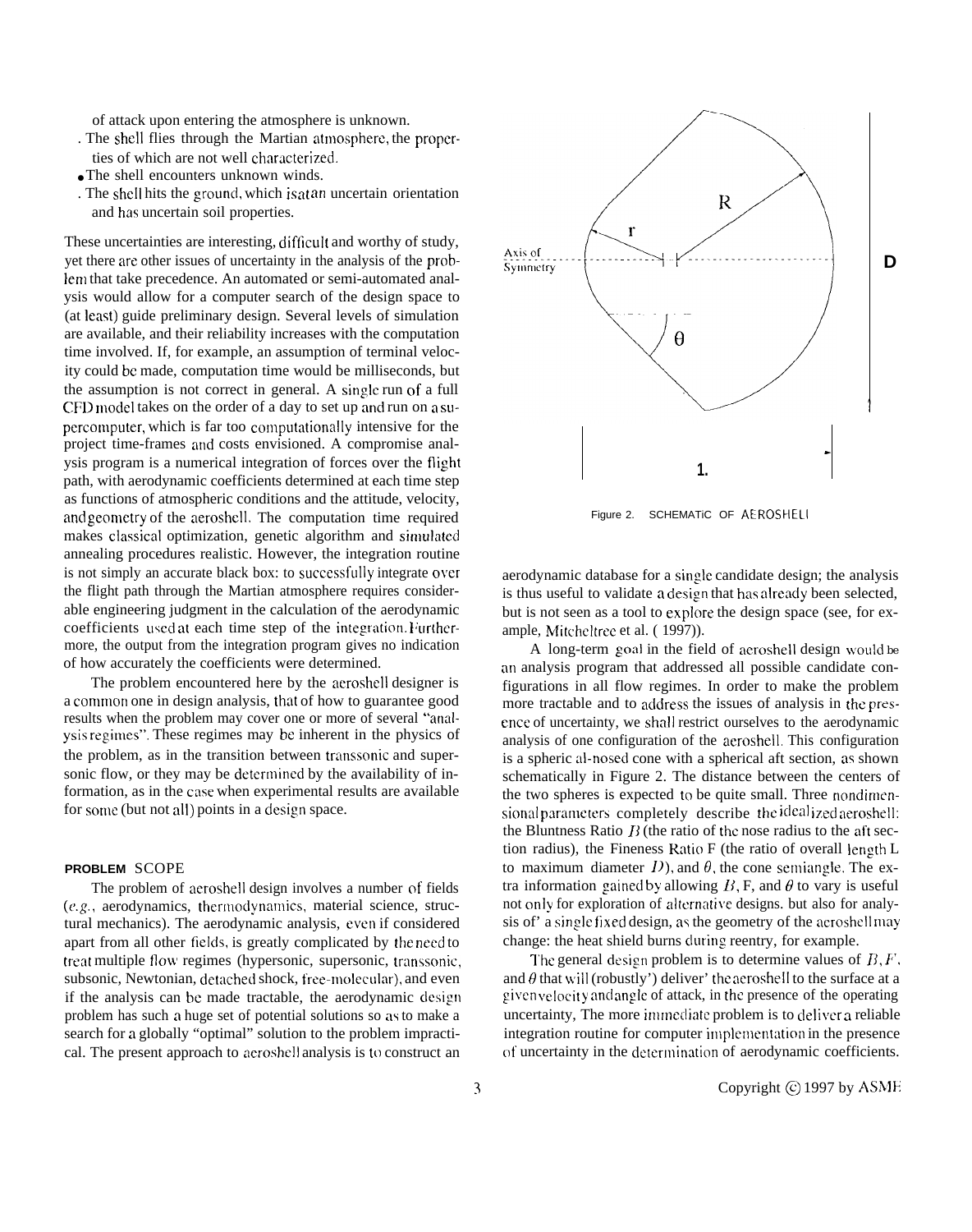of attack upon entering the atmosphere is unknown.

- The shell flies through the Martian atmosphere, the properties of which are not well characterized.
- The shell encounters unknown winds.
- The shell hits the ground, which is at an uncertain orientation and has uncertain soil properties.

These uncertainties are interesting, difficult and worthy of study, yet there are other issues of uncertainty in the analysis of the problem that take precedence. An automated or semi-automated analysis would allow for a computer search of the design space to (at least) guide preliminary design. Several levels of simulation are available, and their reliability increases with the computation time involved. If, for example, an assumption of terminal velocity could be made, computation time would be milliseconds, but the assumption is not correct in general. A single run of a full CFD model takes on the order of a day to set up and run on a supercomputer, which is far too computationally intensive for the project time-frames and costs envisioned. A compromise analysis program is a numerical integration of forces over the flight path, with aerodynamic coefficients determined at each time step as functions of atmospheric conditions and the attitude, velocity, and geometry of the aeroshell. The computation time required makes classical optimization, genetic algorithm and simulated annealing procedures realistic. However, the integration routine is not simply an accurate black box: to successfully integrate over the flight path through the Martian atmosphere requires considerable engineering judgment in the calculation of the aerodynamic coefficients used at each time step of the integration. Furthermore, the output from the integration program gives no indication of how accurately the coefficients were determined.

The problem encountered here by the aeroshell designer is a common one in design analysis, that of how to guarantee good results when the problem may cover one or more of several "analysis regimes". These regimes may be inherent in the physics of the problem, as in the transition between transsonic and supersonic flow, or they may be determined by the availability of information, as in the case when experimental results are available for some (but not all) points in a design space.

## PROBLEM SCOPE

The problem of aeroshell design involves a number of fields (*e.g.*, aerodynamics, thermodynamics, material science, structural mechanics). The aerodynamic analysis, even if considered apart from all other fields, is greatly complicated by the need to treat multiple flow regimes (hypersonic, supersonic, transsonic, subsonic, Newtonian, detached shock, free-molecular), and even if the analysis can be made tractable, the aerodynamic design problem has such a huge set of potential solutions so as to make a search for a globally "optimal" solution to the problem impractical. The present approach to aeroshell analysis is to construct an aerodynamic database for a single candidate design; the analysis is thus useful to validate a design that has already been selected, but is not seen as a tool to explore the design space (see, for example, Mitcheltree et al. ( 1997)).

Figure 2. SCHEMATIC OF AEROSHELL

A long-term goal in the field of aeroshell design would be an analysis program that addressed all possible candidate configurations in all flow regimes. In order to make the problem more tractable and to address the issues of analysis in the presence of uncertainty, we shall restrict ourselves to the aerodynamic analysis of one configuration of the aeroshell. This configuration is a spheric al-nosed cone with a spherical aft section, as shown schematically in Figure 2. The distance between the centers of the two spheres is expected to be quite small. Three nondimensional parameters completely describe the idealized aeroshell: the Bluntness Ratio $B$ (the ratio of the nose radius to the aft section radius), the Fineness Ratio F (the ratio of overall length L to maximum diameter $D$), and $\theta$, the cone semiangle. The extra information gained by allowing $B$, F, and $\theta$ to vary is useful not only for exploration of alternative designs. but also for analysis of' a single fixed design, as the geometry of the aeroshell may change: the heat shield burns during reentry, for example.

The general design problem is to determine values of $B, F$, and $\theta$ that will (robustly') deliver' the aeroshell to the surface at a given velocity and angle of attack, in the presence of the operating uncertainty, The more immediate problem is to deliver a reliable integration routine for computer implementation in the presence of uncertainty in the determination of aerodynamic coefficients.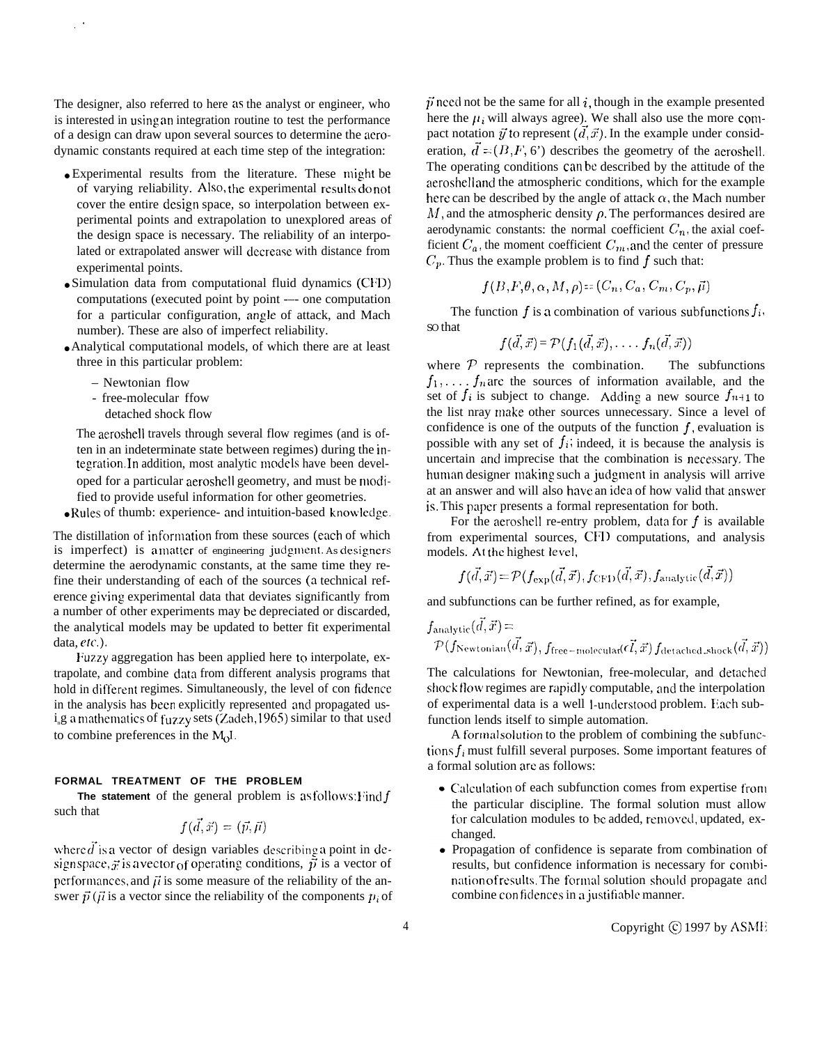The designer, also referred to here as the analyst or engineer, who is interested in using an integration routine to test the performance of a design can draw upon several sources to determine the aerodynamic constants required at each time step of the integration:

- Experimental results from the literature. These might be of varying reliability. Also, the experimental results do not cover the entire design space, so interpolation between experimental points and extrapolation to unexplored areas of the design space is necessary. The reliability of an interpolated or extrapolated answer will decrease with distance from experimental points.
- Simulation data from computational fluid dynamics (CFD) computations (executed point by point — one computation for a particular configuration, angle of attack, and Mach number). These are also of imperfect reliability.
- Analytical computational models, of which there are at least three in this particular problem:
  - Newtonian flow
  - free-molecular flow
  - detached shock flow

  The aeroshell travels through several flow regimes (and is often in an indeterminate state between regimes) during the integration. In addition, most analytic models have been developed for a particular aeroshell geometry, and must be modified to provide useful information for other geometries.
- Rules of thumb: experience- and intuition-based knowledge.

The distillation of information from these sources (each of which is imperfect) is a matter of engineering judgment. As designers determine the aerodynamic constants, at the same time they refine their understanding of each of the sources (a technical reference giving experimental data that deviates significantly from a number of other experiments may be depreciated or discarded, the analytical models may be updated to better fit experimental data, *etc.*).

Fuzzy aggregation has been applied here to interpolate, extrapolate, and combine data from different analysis programs that hold in different regimes. Simultaneously, the level of confidence in the analysis has been explicitly represented and propagated using a mathematics of fuzzy sets (Zadeh, 1965) similar to that used to combine preferences in the MoI.

## FORMAL TREATMENT OF THE PROBLEM

**The statement** of the general problem is as follows: Find $f$ such that

$$f(\vec{d}, \vec{x}) = (\vec{p}, \vec{\mu})$$

where $\vec{d}$ is a vector of design variables describing a point in design space, $\vec{x}$ is a vector of operating conditions, $\vec{p}$ is a vector of performances, and $\vec{\mu}$ is some measure of the reliability of the answer $\vec{p}$ ($\vec{\mu}$ is a vector since the reliability of the components $p_i$ of $\vec{p}$ need not be the same for all $i$, though in the example presented here the $\mu_i$ will always agree). We shall also use the more compact notation $\vec{y}$ to represent $(\vec{d}, \vec{x})$. In the example under consideration, $\vec{d} = (B, F, \theta)$ describes the geometry of the aeroshell. The operating conditions can be described by the attitude of the aeroshell and the atmospheric conditions, which for the example here can be described by the angle of attack $\alpha$, the Mach number $M$, and the atmospheric density $\rho$. The performances desired are aerodynamic constants: the normal coefficient $C_n$, the axial coefficient $C_a$, the moment coefficient $C_m$, and the center of pressure $C_p$. Thus the example problem is to find $f$ such that:

$$f(B, F, \theta, \alpha, M, \rho) = (C_n, C_a, C_m, C_p, \vec{\mu})$$

The function $f$ is a combination of various subfunctions $f_i$, so that

$$f(\vec{d}, \vec{x}) = \mathcal{P}(f_1(\vec{d}, \vec{x}), \ldots f_n(\vec{d}, \vec{x}))$$

where $\mathcal{P}$ represents the combination. The subfunctions $f_1, \ldots, f_n$ are the sources of information available, and the set of $f_i$ is subject to change. Adding a new source $f_{n+1}$ to the list may make other sources unnecessary. Since a level of confidence is one of the outputs of the function $f$, evaluation is possible with any set of $f_i$; indeed, it is because the analysis is uncertain and imprecise that the combination is necessary. The human designer making such a judgment in analysis will arrive at an answer and will also have an idea of how valid that answer is. This paper presents a formal representation for both.

For the aeroshell re-entry problem, data for $f$ is available from experimental sources, CFD computations, and analysis models. At the highest level,

$$f(\vec{d}, \vec{x}) = \mathcal{P}(f_{\text{exp}}(\vec{d}, \vec{x}), f_{\text{CFD}}(\vec{d}, \vec{x}), f_{\text{analytic}}(\vec{d}, \vec{x}))$$

and subfunctions can be further refined, as for example,

$$f_{\text{analytic}}(\vec{d}, \vec{x}) = \mathcal{P}(f_{\text{Newtonian}}(\vec{d}, \vec{x}), f_{\text{free-molecular}}(\vec{d}, \vec{x}) f_{\text{detached\_shock}}(\vec{d}, \vec{x}))$$

The calculations for Newtonian, free-molecular, and detached shock flow regimes are rapidly computable, and the interpolation of experimental data is a well understood problem. Each subfunction lends itself to simple automation.

A formal solution to the problem of combining the subfunctions $f_i$ must fulfill several purposes. Some important features of a formal solution are as follows:

- Calculation of each subfunction comes from expertise from the particular discipline. The formal solution must allow for calculation modules to be added, removed, updated, exchanged.
- Propagation of confidence is separate from combination of results, but confidence information is necessary for combination of results. The formal solution should propagate and combine confidences in a justifiable manner.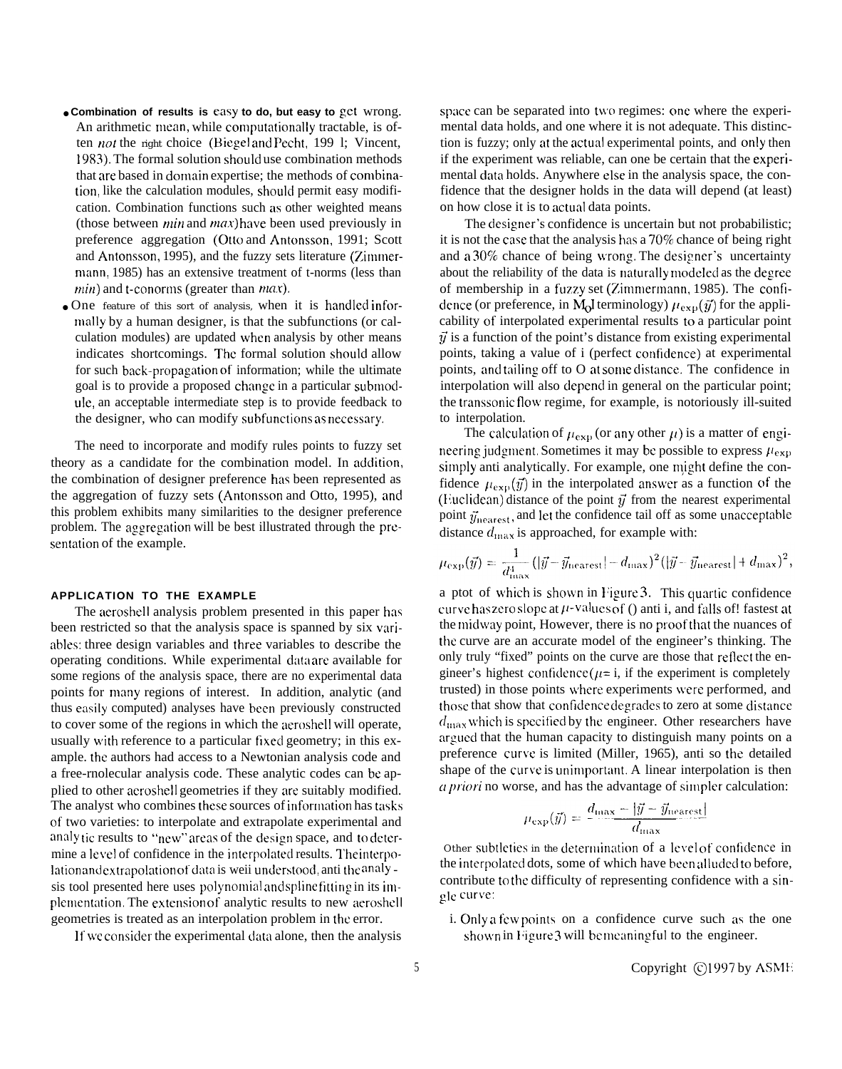- **Combination of results is easy to do, but easy to get wrong.** An arithmetic mean, while computationally tractable, is often *not* the right choice (Biegel and Pecht, 1991; Vincent, 1983). The formal solution should use combination methods that are based in domain expertise; the methods of combination, like the calculation modules, should permit easy modification. Combination functions such as other weighted means (those between *min* and *max*) have been used previously in preference aggregation (Otto and Antonsson, 1991; Scott and Antonsson, 1995), and the fuzzy sets literature (Zimmermann, 1985) has an extensive treatment of t-norms (less than *min*) and t-conorms (greater than *max*).
- One feature of this sort of analysis, when it is handled informally by a human designer, is that the subfunctions (or calculation modules) are updated when analysis by other means indicates shortcomings. The formal solution should allow for such back-propagation of information; while the ultimate goal is to provide a proposed change in a particular submodule, an acceptable intermediate step is to provide feedback to the designer, who can modify subfunctions as necessary.

The need to incorporate and modify rules points to fuzzy set theory as a candidate for the combination model. In addition, the combination of designer preference has been represented as the aggregation of fuzzy sets (Antonsson and Otto, 1995), and this problem exhibits many similarities to the designer preference problem. The aggregation will be best illustrated through the presentation of the example.

## APPLICATION TO THE EXAMPLE

The aeroshell analysis problem presented in this paper has been restricted so that the analysis space is spanned by six variables: three design variables and three variables to describe the operating conditions. While experimental data are available for some regions of the analysis space, there are no experimental data points for many regions of interest. In addition, analytic (and thus easily computed) analyses have been previously constructed to cover some of the regions in which the aeroshell will operate, usually with reference to a particular fixed geometry; in this example. the authors had access to a Newtonian analysis code and a free-molecular analysis code. These analytic codes can be applied to other aeroshell geometries if they are suitably modified. The analyst who combines these sources of information has tasks of two varieties: to interpolate and extrapolate experimental and analytic results to "new" areas of the design space, and to determine a level of confidence in the interpolated results. The interpolation and extrapolation of data is well understood, and the analysis tool presented here uses polynomial and spline fitting in its implementation. The extension of analytic results to new aeroshell geometries is treated as an interpolation problem in the error.

If we consider the experimental data alone, then the analysis space can be separated into two regimes: one where the experimental data holds, and one where it is not adequate. This distinction is fuzzy; only at the actual experimental points, and only then if the experiment was reliable, can one be certain that the experimental data holds. Anywhere else in the analysis space, the confidence that the designer holds in the data will depend (at least) on how close it is to actual data points.

The designer's confidence is uncertain but not probabilistic; it is not the case that the analysis has a 70% chance of being right and a 30% chance of being wrong. The designer's uncertainty about the reliability of the data is naturally modeled as the degree of membership in a fuzzy set (Zimmermann, 1985). The confidence (or preference, in MoI terminology) $\mu_{\exp}(\vec{y})$ for the applicability of interpolated experimental results to a particular point $\vec{y}$ is a function of the point's distance from existing experimental points, taking a value of 1 (perfect confidence) at experimental points, and tailing off to 0 at some distance. The confidence in interpolation will also depend in general on the particular point; the transsonic flow regime, for example, is notoriously ill-suited to interpolation.

The calculation of $\mu_{\exp}$ (or any other $\mu$) is a matter of engineering judgment. Sometimes it may be possible to express $\mu_{\exp}$ simply and analytically. For example, one might define the confidence $\mu_{\exp}(\vec{y})$ in the interpolated answer as a function of the (Euclidean) distance of the point $\vec{y}$ from the nearest experimental point $\vec{y}_{\text{nearest}}$, and let the confidence tail off as some unacceptable distance $d_{\max}$ is approached, for example with:

$$\mu_{\exp}(\vec{y}) = \frac{1}{d_{\max}^4}\left(|\vec{y}-\vec{y}_{\text{nearest}}| - d_{\max}\right)^2\left(|\vec{y}-\vec{y}_{\text{nearest}}| + d_{\max}\right)^2,$$

a plot of which is shown in Figure 3. This quartic confidence curve has zero slope at $\mu$-values of 0 and 1, and falls off fastest at the midway point, However, there is no proof that the nuances of the curve are an accurate model of the engineer's thinking. The only truly "fixed" points on the curve are those that reflect the engineer's highest confidence ($\mu = 1$, if the experiment is completely trusted) in those points where experiments were performed, and those that show that confidence degrades to zero at some distance $d_{\max}$ which is specified by the engineer. Other researchers have argued that the human capacity to distinguish many points on a preference curve is limited (Miller, 1965), and so the detailed shape of the curve is unimportant. A linear interpolation is then *a priori* no worse, and has the advantage of simpler calculation:

$$\mu_{\exp}(\vec{y}) = \frac{d_{\max} - |\vec{y} - \vec{y}_{\text{nearest}}|}{d_{\max}}$$

Other subtleties in the determination of a level of confidence in the interpolated dots, some of which have been alluded to before, contribute to the difficulty of representing confidence with a single curve:

1. Only a few points on a confidence curve such as the one shown in Figure 3 will be meaningful to the engineer.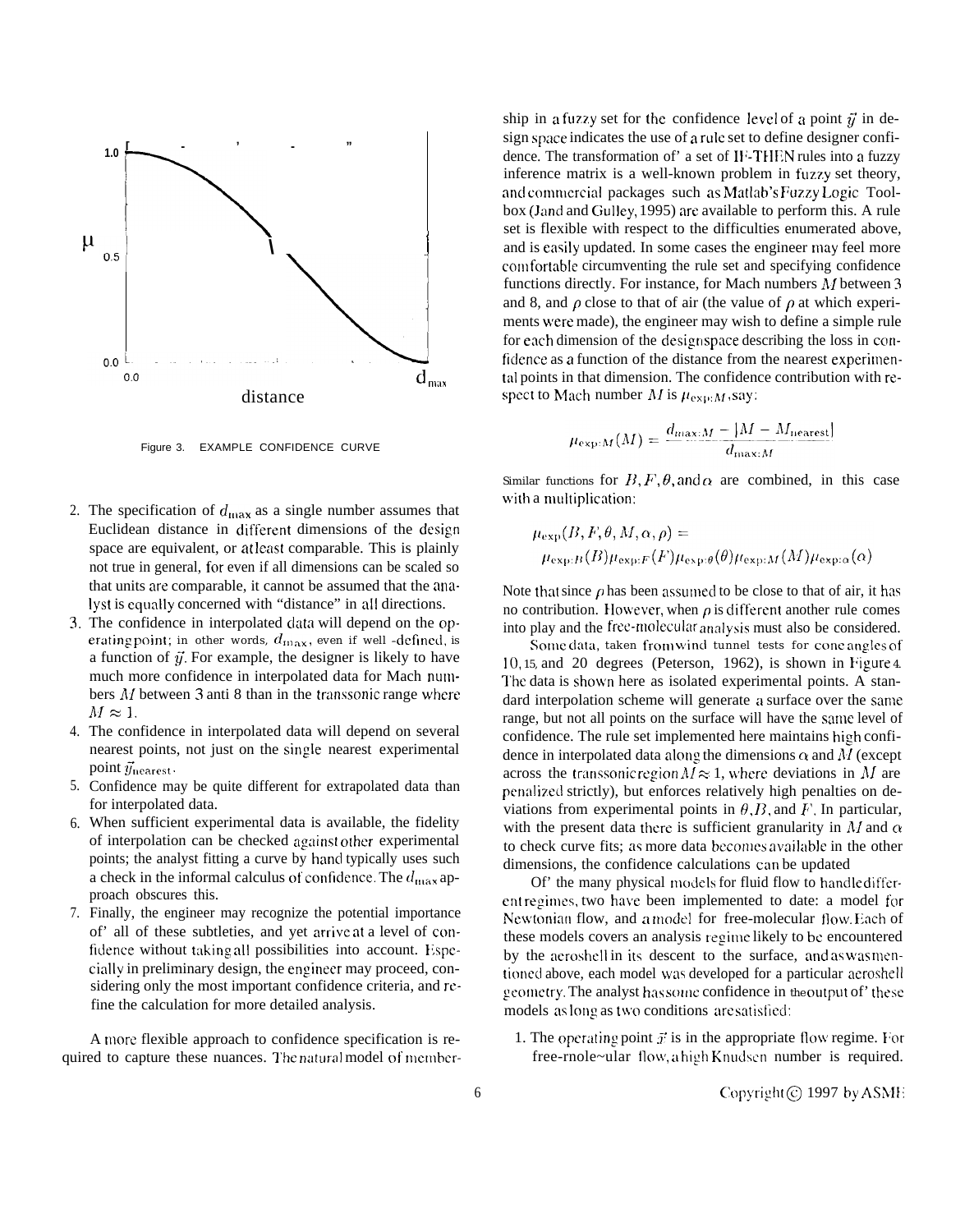Figure 3. EXAMPLE CONFIDENCE CURVE

2. The specification of $d_{\max}$ as a single number assumes that Euclidean distance in different dimensions of the design space are equivalent, or at least comparable. This is plainly not true in general, for even if all dimensions can be scaled so that units are comparable, it cannot be assumed that the analyst is equally concerned with "distance" in all directions.
3. The confidence in interpolated data will depend on the operating point; in other words, $d_{\max}$, even if well-defined, is a function of $\vec{y}$. For example, the designer is likely to have much more confidence in interpolated data for Mach numbers $M$ between 3 anti 8 than in the transsonic range where $M \approx 1$.
4. The confidence in interpolated data will depend on several nearest points, not just on the single nearest experimental point $\vec{y}_{\text{nearest}}$.
5. Confidence may be quite different for extrapolated data than for interpolated data.
6. When sufficient experimental data is available, the fidelity of interpolation can be checked against other experimental points; the analyst fitting a curve by hand typically uses such a check in the informal calculus of confidence. The $d_{\max}$ approach obscures this.
7. Finally, the engineer may recognize the potential importance of' all of these subtleties, and yet arrive at a level of confidence without taking all possibilities into account. Especially in preliminary design, the engineer may proceed, considering only the most important confidence criteria, and refine the calculation for more detailed analysis.

A more flexible approach to confidence specification is required to capture these nuances. The natural model of membership in a fuzzy set for the confidence level of a point $\vec{y}$ in design space indicates the use of a rule set to define designer confidence. The transformation of' a set of IF-THEN rules into a fuzzy inference matrix is a well-known problem in fuzzy set theory, and commercial packages such as Matlab's Fuzzy Logic Toolbox (Jand and Gulley, 1995) are available to perform this. A rule set is flexible with respect to the difficulties enumerated above, and is easily updated. In some cases the engineer may feel more comfortable circumventing the rule set and specifying confidence functions directly. For instance, for Mach numbers $M$ between 3 and 8, and $\rho$ close to that of air (the value of $\rho$ at which experiments were made), the engineer may wish to define a simple rule for each dimension of the designspace describing the loss in confidence as a function of the distance from the nearest experimental points in that dimension. The confidence contribution with respect to Mach number $M$ is $\mu_{\exp:M}$, say:

$$\mu_{\exp:M}(M) = \frac{d_{\max:M} - |M - M_{\text{nearest}}|}{d_{\max:M}}$$

Similar functions for $B, F, \theta$, and $\alpha$ are combined, in this case with a multiplication:

$$\mu_{\exp}(B, F, \theta, M, \alpha, \rho) = \mu_{\exp:B}(B)\mu_{\exp:F}(F)\mu_{\exp:\theta}(\theta)\mu_{\exp:M}(M)\mu_{\exp:\alpha}(\alpha)$$

Note that since $\rho$ has been assumed to be close to that of air, it has no contribution. However, when $\rho$ is different another rule comes into play and the free-molecular analysis must also be considered.

Some data, taken from wind tunnel tests for cone angles of 10, 15, and 20 degrees (Peterson, 1962), is shown in Figure 4. The data is shown here as isolated experimental points. A standard interpolation scheme will generate a surface over the same range, but not all points on the surface will have the same level of confidence. The rule set implemented here maintains high confidence in interpolated data along the dimensions $\alpha$ and $M$ (except across the transsonic region $M \approx 1$, where deviations in $M$ are penalized strictly), but enforces relatively high penalties on deviations from experimental points in $\theta, B$, and $F$. In particular, with the present data there is sufficient granularity in $M$ and $\alpha$ to check curve fits; as more data becomes available in the other dimensions, the confidence calculations can be updated

Of' the many physical models for fluid flow to handle different regimes, two have been implemented to date: a model for Newtonian flow, and a model for free-molecular flow. Each of these models covers an analysis regime likely to be encountered by the aeroshell in its descent to the surface, and as was mentioned above, each model was developed for a particular aeroshell geometry. The analyst has some confidence in the output of' these models as long as two conditions are satisfied:

1. The operating point $\vec{x}$ is in the appropriate flow regime. For free-molecular flow, a high Knudsen number is required.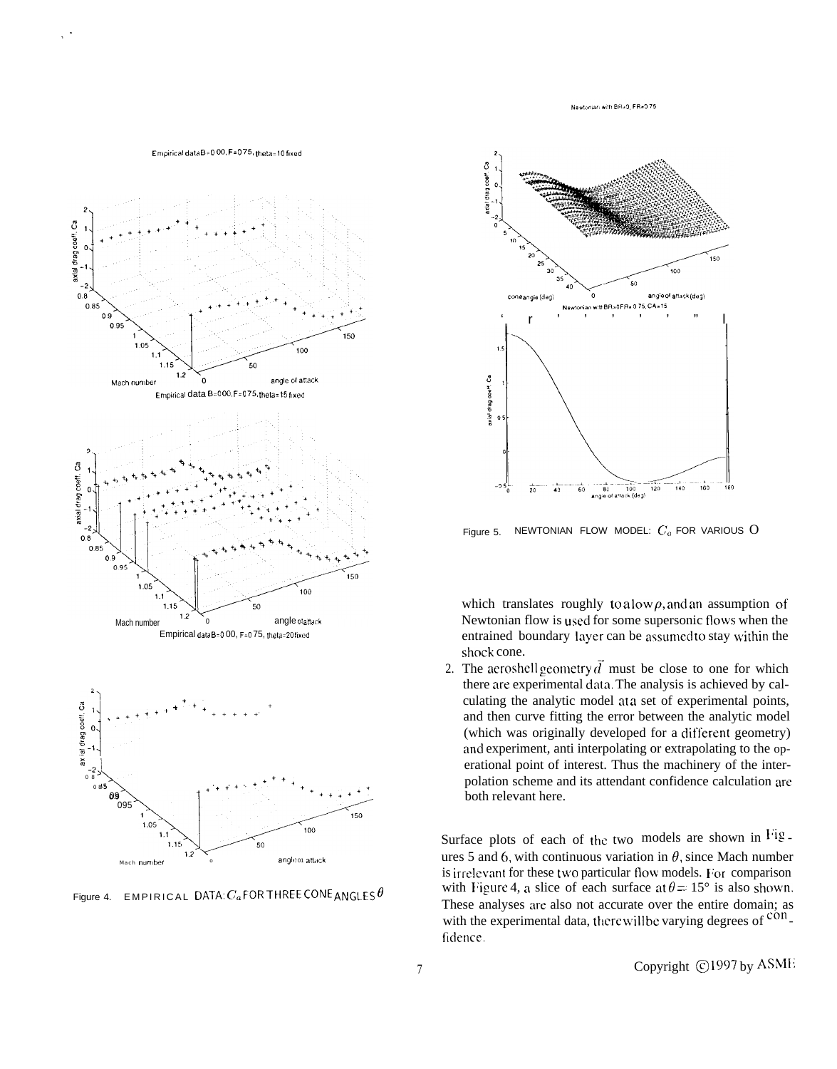Figure 4. EMPIRICAL DATA: $C_a$ FOR THREE CONE ANGLES $\theta$

Figure 5. NEWTONIAN FLOW MODEL: $C_a$ FOR VARIOUS $\theta$

which translates roughly to a low $\rho$, and an assumption of Newtonian flow is used for some supersonic flows when the entrained boundary layer can be assumed to stay within the shock cone.

2. The aeroshell geometry $\vec{d}$ must be close to one for which there are experimental data. The analysis is achieved by calculating the analytic model at a set of experimental points, and then curve fitting the error between the analytic model (which was originally developed for a different geometry) and experiment, and interpolating or extrapolating to the operational point of interest. Thus the machinery of the interpolation scheme and its attendant confidence calculation are both relevant here.

Surface plots of each of the two models are shown in Figures 5 and 6, with continuous variation in $\theta$, since Mach number is irrelevant for these two particular flow models. For comparison with Figure 4, a slice of each surface at $\theta = 15°$ is also shown. These analyses are also not accurate over the entire domain; as with the experimental data, there will be varying degrees of confidence.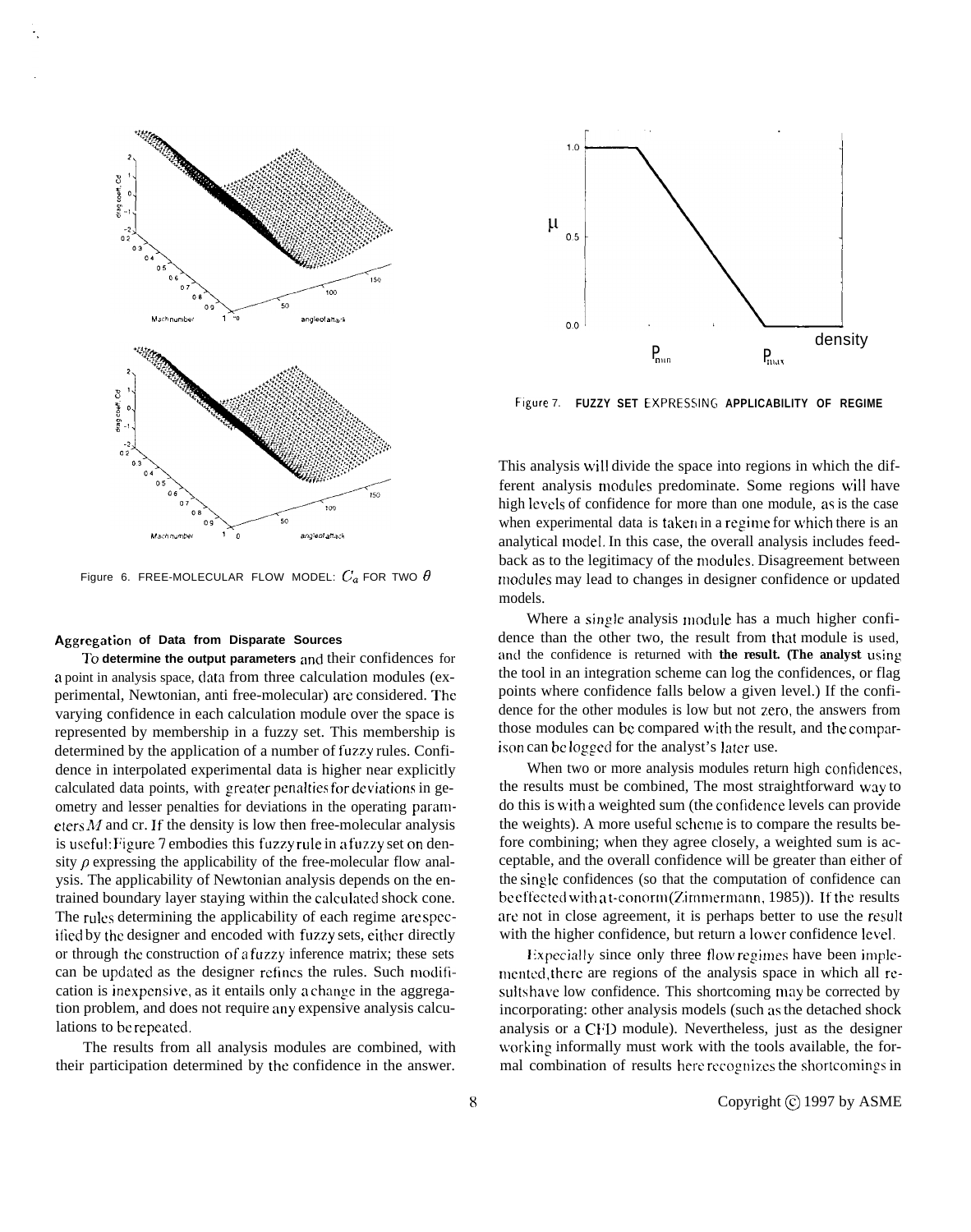Figure 6. FREE-MOLECULAR FLOW MODEL: $C_d$ FOR TWO $\theta$

Figure 7. FUZZY SET EXPRESSING APPLICABILITY OF REGIME

### Aggregation of Data from Disparate Sources

To determine the output parameters and their confidences for a point in analysis space, data from three calculation modules (experimental, Newtonian, anti free-molecular) are considered. The varying confidence in each calculation module over the space is represented by membership in a fuzzy set. This membership is determined by the application of a number of fuzzy rules. Confidence in interpolated experimental data is higher near explicitly calculated data points, with greater penalties for deviations in geometry and lesser penalties for deviations in the operating parameters $M$ and cr. If the density is low then free-molecular analysis is useful: Figure 7 embodies this fuzzy rule in a fuzzy set on density $\rho$ expressing the applicability of the free-molecular flow analysis. The applicability of Newtonian analysis depends on the entrained boundary layer staying within the calculated shock cone. The rules determining the applicability of each regime are specified by the designer and encoded with fuzzy sets, either directly or through the construction of a fuzzy inference matrix; these sets can be updated as the designer refines the rules. Such modification is inexpensive, as it entails only a change in the aggregation problem, and does not require any expensive analysis calculations to be repeated.

The results from all analysis modules are combined, with their participation determined by the confidence in the answer. This analysis will divide the space into regions in which the different analysis modules predominate. Some regions will have high levels of confidence for more than one module, as is the case when experimental data is taken in a regime for which there is an analytical model. In this case, the overall analysis includes feedback as to the legitimacy of the modules. Disagreement between modules may lead to changes in designer confidence or updated models.

Where a single analysis module has a much higher confidence than the other two, the result from that module is used, and the confidence is returned with the result. (The analyst using the tool in an integration scheme can log the confidences, or flag points where confidence falls below a given level.) If the confidence for the other modules is low but not zero, the answers from those modules can be compared with the result, and the comparison can be logged for the analyst's later use.

When two or more analysis modules return high confidences, the results must be combined, The most straightforward way to do this is with a weighted sum (the confidence levels can provide the weights). A more useful scheme is to compare the results before combining; when they agree closely, a weighted sum is acceptable, and the overall confidence will be greater than either of the single confidences (so that the computation of confidence can be effected with a t-conorm (Zimmermann, 1985)). If the results are not in close agreement, it is perhaps better to use the result with the higher confidence, but return a lower confidence level.

Especially since only three flow regimes have been implemented, there are regions of the analysis space in which all results have low confidence. This shortcoming may be corrected by incorporating other analysis models (such as the detached shock analysis or a CFD module). Nevertheless, just as the designer working informally must work with the tools available, the formal combination of results here recognizes the shortcomings in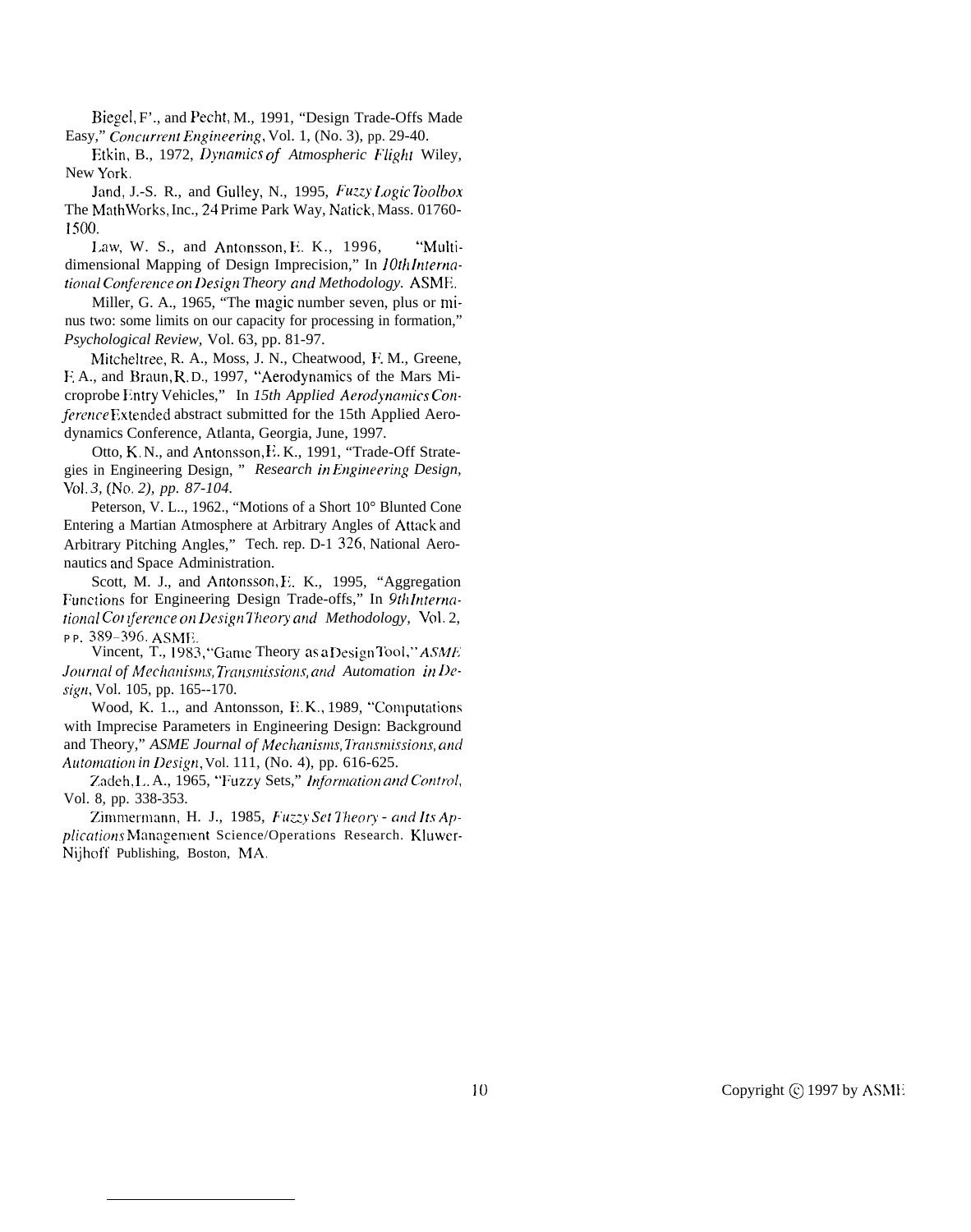Biegel, P., and Pecht, M., 1991, "Design Trade-Offs Made Easy," *Concurrent Engineering*, Vol. 1, (No. 3), pp. 29-40.

Etkin, B., 1972, *Dynamics of Atmospheric Flight* Wiley, New York.

Jand, J.-S. R., and Gulley, N., 1995, *Fuzzy Logic Toolbox* The MathWorks, Inc., 24 Prime Park Way, Natick, Mass. 01760-1500.

Law, W. S., and Antonsson, E. K., 1996, "Multi-dimensional Mapping of Design Imprecision," In *10th International Conference on Design Theory and Methodology.* ASME.

Miller, G. A., 1965, "The magic number seven, plus or minus two: some limits on our capacity for processing in formation," *Psychological Review,* Vol. 63, pp. 81-97.

Mitcheltree, R. A., Moss, J. N., Cheatwood, F. M., Greene, F. A., and Braun, R. D., 1997, "Aerodynamics of the Mars Microprobe Entry Vehicles," In *15th Applied Aerodynamics Conference* Extended abstract submitted for the 15th Applied Aerodynamics Conference, Atlanta, Georgia, June, 1997.

Otto, K. N., and Antonsson, E. K., 1991, "Trade-Off Strategies in Engineering Design, " *Research in Engineering Design,* Vol. *3,* (No. *2), pp. 87-104.*

Peterson, V. L.., 1962., "Motions of a Short 10° Blunted Cone Entering a Martian Atmosphere at Arbitrary Angles of Attack and Arbitrary Pitching Angles," Tech. rep. D-1 326, National Aeronautics and Space Administration.

Scott, M. J., and Antonsson, E. K., 1995, "Aggregation Functions for Engineering Design Trade-offs," In *9th International Conference on Design Theory and Methodology,* Vol. 2, pp. 389-396. ASME.

Vincent, T., 1983, "Game Theory as a Design Tool," *ASME Journal of Mechanisms, Transmissions, and Automation in Design*, Vol. 105, pp. 165--170.

Wood, K. 1.., and Antonsson, E. K., 1989, "Computations with Imprecise Parameters in Engineering Design: Background and Theory," *ASME Journal of Mechanisms, Transmissions, and Automation in Design*, Vol. 111, (No. 4), pp. 616-625.

Zadeh, L. A., 1965, "Fuzzy Sets," *Information and Control,* Vol. 8, pp. 338-353.

Zimmermann, H. J., 1985, *Fuzzy Set Theory - and Its Applications* Management Science/Operations Research. Kluwer-Nijhoff Publishing, Boston, MA.